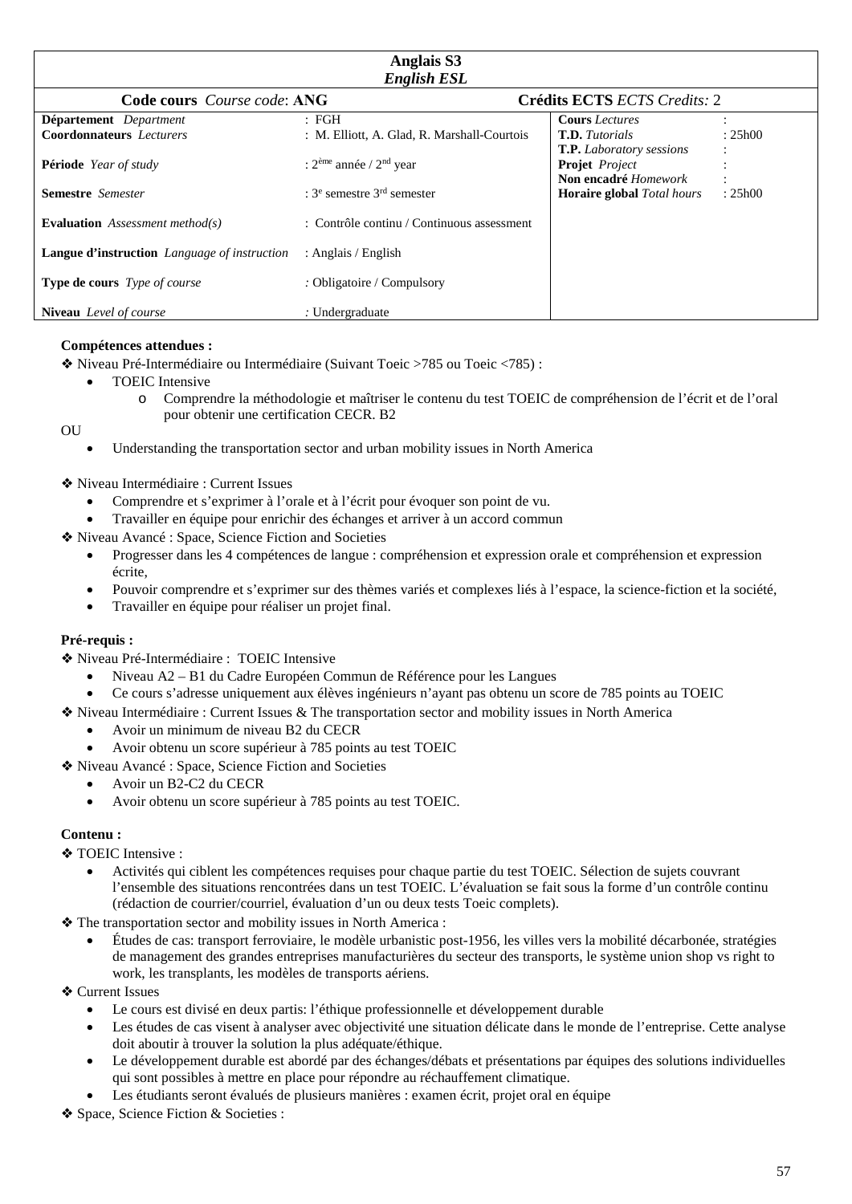# Anglais S3
## *English ESL*

| **Code cours** *Course code*: **ANG** | | **Crédits ECTS** *ECTS Credits:* 2 | |
|---|---|---|---|
| **Département** *Department* | : FGH | **Cours** *Lectures* | : |
| **Coordonnateurs** *Lecturers* | : M. Elliott, A. Glad, R. Marshall-Courtois | **T.D.** *Tutorials* | : 25h00 |
| | | **T.P.** *Laboratory sessions* | : |
| **Période** *Year of study* | : 2ème année / 2nd year | **Projet** *Project* | : |
| | | **Non encadré** *Homework* | : |
| **Semestre** *Semester* | : 3e semestre 3rd semester | **Horaire global** *Total hours* | : 25h00 |
| **Evaluation** *Assessment method(s)* | : Contrôle continu / Continuous assessment | | |
| **Langue d'instruction** *Language of instruction* | : Anglais / English | | |
| **Type de cours** *Type of course* | : Obligatoire / Compulsory | | |
| **Niveau** *Level of course* | : Undergraduate | | |

**Compétences attendues :**

❖ Niveau Pré-Intermédiaire ou Intermédiaire (Suivant Toeic >785 ou Toeic <785) :

- TOEIC Intensive
  - Comprendre la méthodologie et maîtriser le contenu du test TOEIC de compréhension de l'écrit et de l'oral pour obtenir une certification CECR. B2

OU

- Understanding the transportation sector and urban mobility issues in North America

❖ Niveau Intermédiaire : Current Issues

- Comprendre et s'exprimer à l'orale et à l'écrit pour évoquer son point de vu.
- Travailler en équipe pour enrichir des échanges et arriver à un accord commun

❖ Niveau Avancé : Space, Science Fiction and Societies

- Progresser dans les 4 compétences de langue : compréhension et expression orale et compréhension et expression écrite,
- Pouvoir comprendre et s'exprimer sur des thèmes variés et complexes liés à l'espace, la science-fiction et la société,
- Travailler en équipe pour réaliser un projet final.

**Pré-requis :**

❖ Niveau Pré-Intermédiaire : TOEIC Intensive

- Niveau A2 – B1 du Cadre Européen Commun de Référence pour les Langues
- Ce cours s'adresse uniquement aux élèves ingénieurs n'ayant pas obtenu un score de 785 points au TOEIC

❖ Niveau Intermédiaire : Current Issues & The transportation sector and mobility issues in North America

- Avoir un minimum de niveau B2 du CECR
- Avoir obtenu un score supérieur à 785 points au test TOEIC

❖ Niveau Avancé : Space, Science Fiction and Societies

- Avoir un B2-C2 du CECR
- Avoir obtenu un score supérieur à 785 points au test TOEIC.

**Contenu :**

❖ TOEIC Intensive :

- Activités qui ciblent les compétences requises pour chaque partie du test TOEIC. Sélection de sujets couvrant l'ensemble des situations rencontrées dans un test TOEIC. L'évaluation se fait sous la forme d'un contrôle continu (rédaction de courrier/courriel, évaluation d'un ou deux tests Toeic complets).

❖ The transportation sector and mobility issues in North America :

- Études de cas: transport ferroviaire, le modèle urbanistic post-1956, les villes vers la mobilité décarbonée, stratégies de management des grandes entreprises manufacturières du secteur des transports, le système union shop vs right to work, les transplants, les modèles de transports aériens.

❖ Current Issues

- Le cours est divisé en deux partis: l'éthique professionnelle et développement durable
- Les études de cas visent à analyser avec objectivité une situation délicate dans le monde de l'entreprise. Cette analyse doit aboutir à trouver la solution la plus adéquate/éthique.
- Le développement durable est abordé par des échanges/débats et présentations par équipes des solutions individuelles qui sont possibles à mettre en place pour répondre au réchauffement climatique.
- Les étudiants seront évalués de plusieurs manières : examen écrit, projet oral en équipe

❖ Space, Science Fiction & Societies :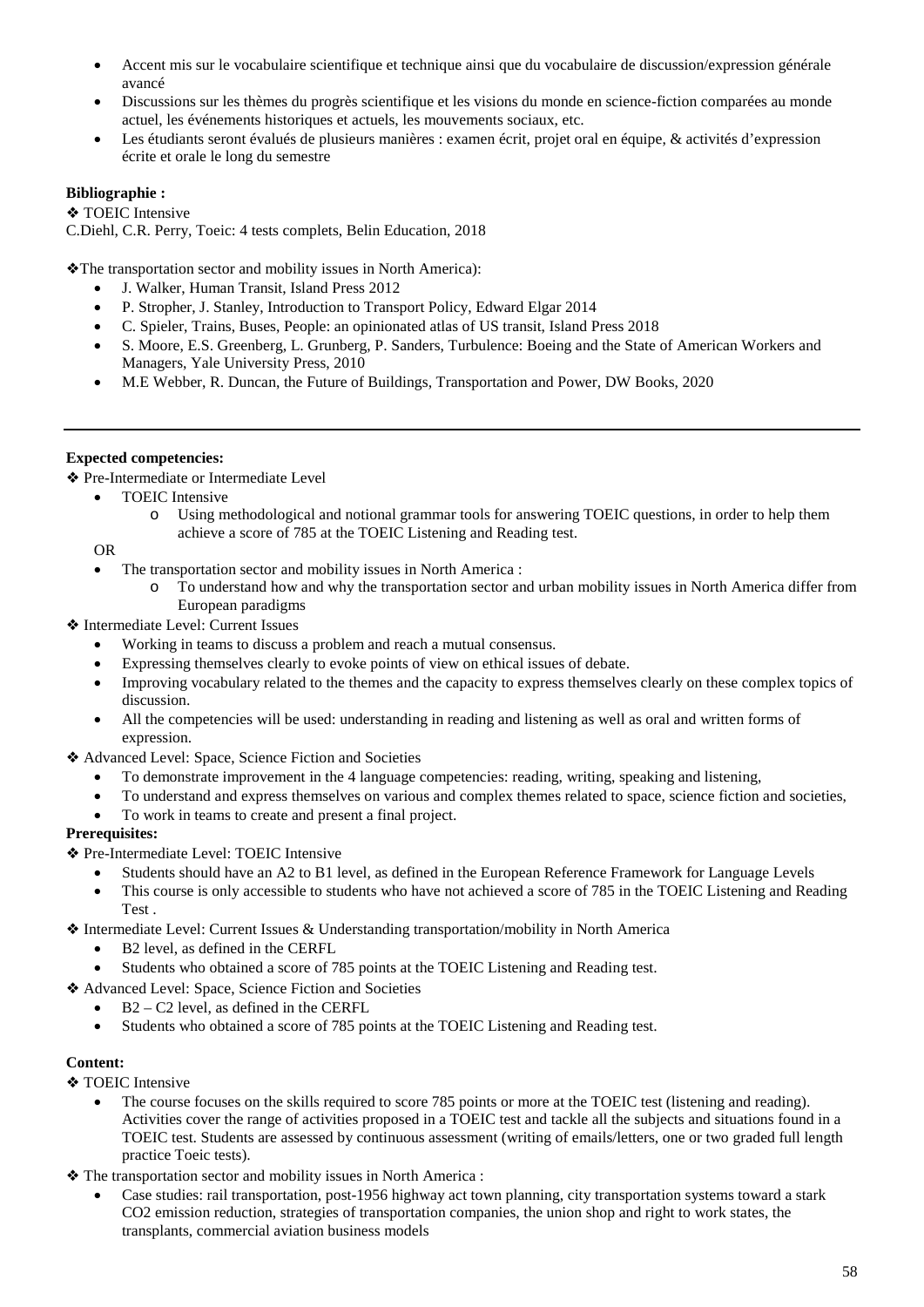- Accent mis sur le vocabulaire scientifique et technique ainsi que du vocabulaire de discussion/expression générale avancé
- Discussions sur les thèmes du progrès scientifique et les visions du monde en science-fiction comparées au monde actuel, les événements historiques et actuels, les mouvements sociaux, etc.
- Les étudiants seront évalués de plusieurs manières : examen écrit, projet oral en équipe, & activités d'expression écrite et orale le long du semestre

**Bibliographie :**

❖ TOEIC Intensive

C.Diehl, C.R. Perry, Toeic: 4 tests complets, Belin Education, 2018

❖The transportation sector and mobility issues in North America):

- J. Walker, Human Transit, Island Press 2012
- P. Stropher, J. Stanley, Introduction to Transport Policy, Edward Elgar 2014
- C. Spieler, Trains, Buses, People: an opinionated atlas of US transit, Island Press 2018
- S. Moore, E.S. Greenberg, L. Grunberg, P. Sanders, Turbulence: Boeing and the State of American Workers and Managers, Yale University Press, 2010
- M.E Webber, R. Duncan, the Future of Buildings, Transportation and Power, DW Books, 2020

---

**Expected competencies:**

❖ Pre-Intermediate or Intermediate Level

- TOEIC Intensive
  - Using methodological and notional grammar tools for answering TOEIC questions, in order to help them achieve a score of 785 at the TOEIC Listening and Reading test.

OR

- The transportation sector and mobility issues in North America :
  - To understand how and why the transportation sector and urban mobility issues in North America differ from European paradigms

❖ Intermediate Level: Current Issues

- Working in teams to discuss a problem and reach a mutual consensus.
- Expressing themselves clearly to evoke points of view on ethical issues of debate.
- Improving vocabulary related to the themes and the capacity to express themselves clearly on these complex topics of discussion.
- All the competencies will be used: understanding in reading and listening as well as oral and written forms of expression.

❖ Advanced Level: Space, Science Fiction and Societies

- To demonstrate improvement in the 4 language competencies: reading, writing, speaking and listening,
- To understand and express themselves on various and complex themes related to space, science fiction and societies,
- To work in teams to create and present a final project.

**Prerequisites:**

❖ Pre-Intermediate Level: TOEIC Intensive

- Students should have an A2 to B1 level, as defined in the European Reference Framework for Language Levels
- This course is only accessible to students who have not achieved a score of 785 in the TOEIC Listening and Reading Test .

❖ Intermediate Level: Current Issues & Understanding transportation/mobility in North America

- B2 level, as defined in the CERFL
- Students who obtained a score of 785 points at the TOEIC Listening and Reading test.

❖ Advanced Level: Space, Science Fiction and Societies

- B2 – C2 level, as defined in the CERFL
- Students who obtained a score of 785 points at the TOEIC Listening and Reading test.

**Content:**

❖ TOEIC Intensive

- The course focuses on the skills required to score 785 points or more at the TOEIC test (listening and reading). Activities cover the range of activities proposed in a TOEIC test and tackle all the subjects and situations found in a TOEIC test. Students are assessed by continuous assessment (writing of emails/letters, one or two graded full length practice Toeic tests).

❖ The transportation sector and mobility issues in North America :

- Case studies: rail transportation, post-1956 highway act town planning, city transportation systems toward a stark CO2 emission reduction, strategies of transportation companies, the union shop and right to work states, the transplants, commercial aviation business models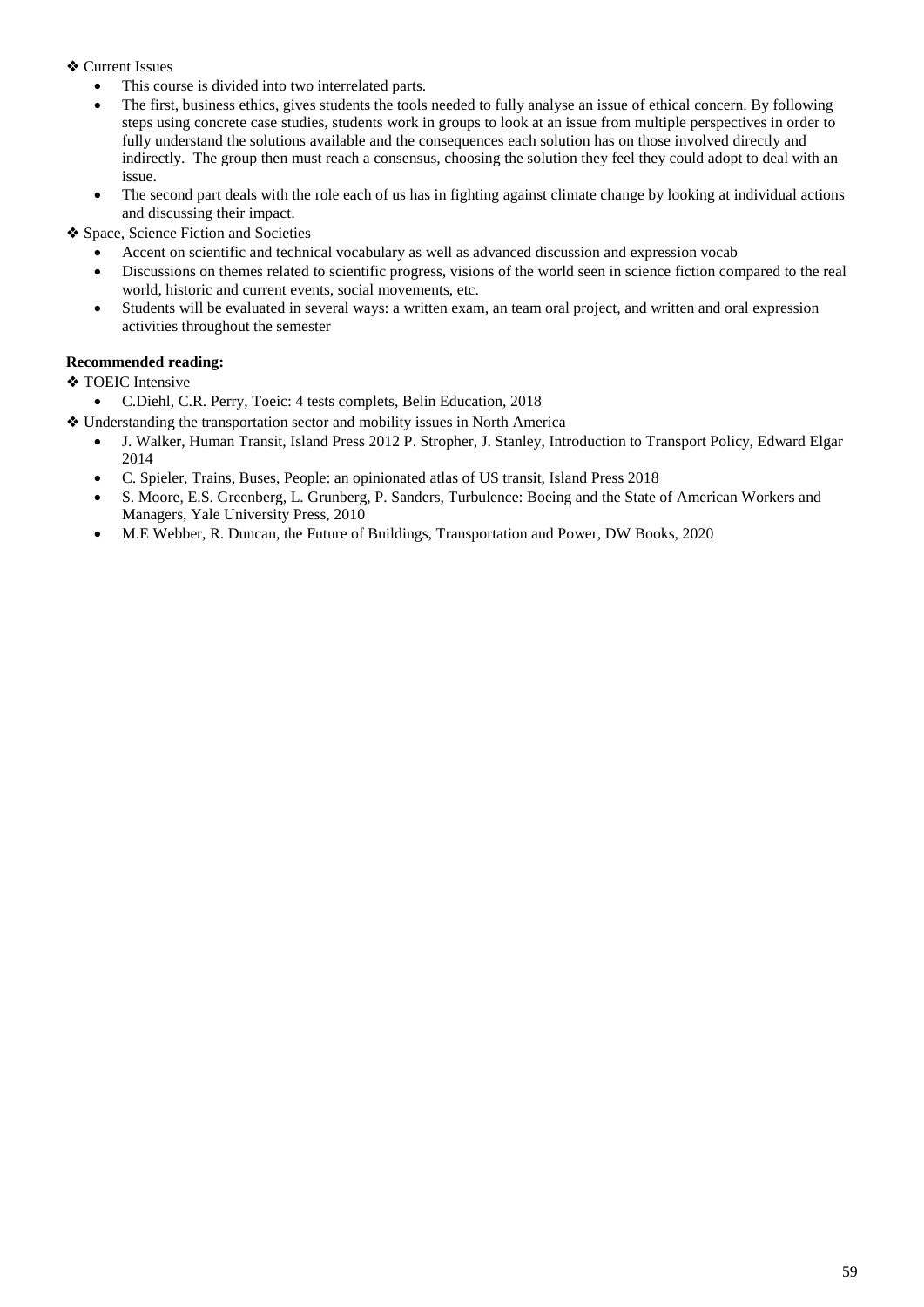❖ Current Issues

- This course is divided into two interrelated parts.
- The first, business ethics, gives students the tools needed to fully analyse an issue of ethical concern. By following steps using concrete case studies, students work in groups to look at an issue from multiple perspectives in order to fully understand the solutions available and the consequences each solution has on those involved directly and indirectly. The group then must reach a consensus, choosing the solution they feel they could adopt to deal with an issue.
- The second part deals with the role each of us has in fighting against climate change by looking at individual actions and discussing their impact.

❖ Space, Science Fiction and Societies

- Accent on scientific and technical vocabulary as well as advanced discussion and expression vocab
- Discussions on themes related to scientific progress, visions of the world seen in science fiction compared to the real world, historic and current events, social movements, etc.
- Students will be evaluated in several ways: a written exam, an team oral project, and written and oral expression activities throughout the semester

**Recommended reading:**

❖ TOEIC Intensive

- C.Diehl, C.R. Perry, Toeic: 4 tests complets, Belin Education, 2018

❖ Understanding the transportation sector and mobility issues in North America

- J. Walker, Human Transit, Island Press 2012 P. Stropher, J. Stanley, Introduction to Transport Policy, Edward Elgar 2014
- C. Spieler, Trains, Buses, People: an opinionated atlas of US transit, Island Press 2018
- S. Moore, E.S. Greenberg, L. Grunberg, P. Sanders, Turbulence: Boeing and the State of American Workers and Managers, Yale University Press, 2010
- M.E Webber, R. Duncan, the Future of Buildings, Transportation and Power, DW Books, 2020